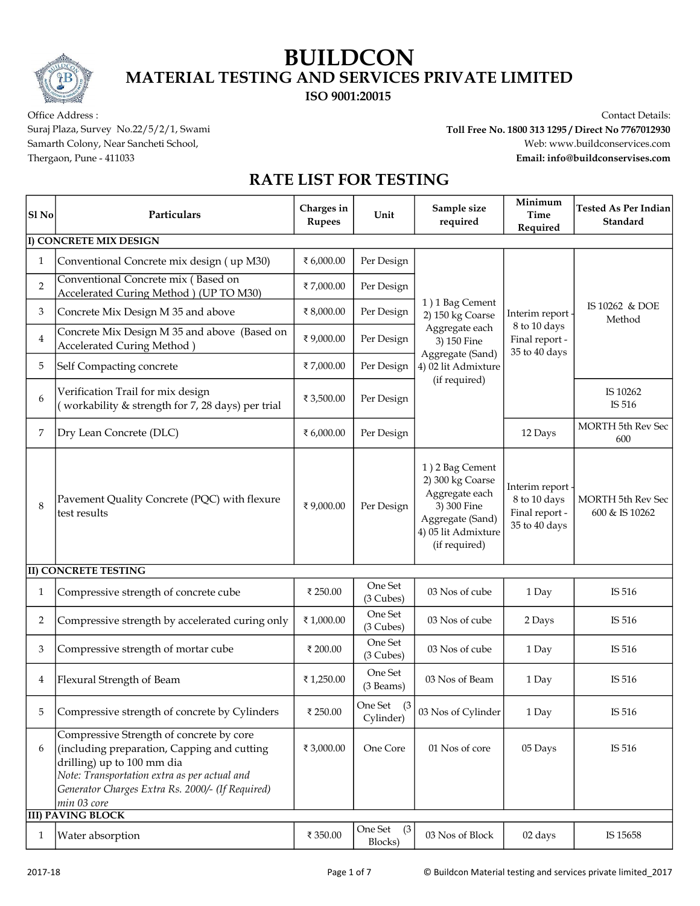# BUILDCON

## MATERIAL TESTING AND SERVICES PRIVATE LIMITED

**ISO 9001:20015**

Office Address :
Suraj Plaza, Survey No.22/5/2/1, Swami Samarth Colony, Near Sancheti School, Thergaon, Pune - 411033

Contact Details:
**Toll Free No. 1800 313 1295 / Direct No 7767012930**
Web: www.buildconservices.com
**Email: info@buildconservises.com**

## RATE LIST FOR TESTING

| Sl No | Particulars | Charges in Rupees | Unit | Sample size required | Minimum Time Required | Tested As Per Indian Standard |
|---|---|---|---|---|---|---|
| **I) CONCRETE MIX DESIGN** | | | | | | |
| 1 | Conventional Concrete mix design ( up M30) | ₹ 6,000.00 | Per Design | 1 ) 1 Bag Cement 2) 150 kg Coarse Aggregate each 3) 150 Fine Aggregate (Sand) 4) 02 lit Admixture (if required) | Interim report - 8 to 10 days Final report - 35 to 40 days | IS 10262 & DOE Method |
| 2 | Conventional Concrete mix ( Based on Accelerated Curing Method ) (UP TO M30) | ₹ 7,000.00 | Per Design | | | |
| 3 | Concrete Mix Design M 35 and above | ₹ 8,000.00 | Per Design | | | |
| 4 | Concrete Mix Design M 35 and above (Based on Accelerated Curing Method ) | ₹ 9,000.00 | Per Design | | | |
| 5 | Self Compacting concrete | ₹ 7,000.00 | Per Design | | | |
| 6 | Verification Trail for mix design ( workability & strength for 7, 28 days) per trial | ₹ 3,500.00 | Per Design | | | IS 10262 IS 516 |
| 7 | Dry Lean Concrete (DLC) | ₹ 6,000.00 | Per Design | | 12 Days | MORTH 5th Rev Sec 600 |
| 8 | Pavement Quality Concrete (PQC) with flexure test results | ₹ 9,000.00 | Per Design | 1 ) 2 Bag Cement 2) 300 kg Coarse Aggregate each 3) 300 Fine Aggregate (Sand) 4) 05 lit Admixture (if required) | Interim report - 8 to 10 days Final report - 35 to 40 days | MORTH 5th Rev Sec 600 & IS 10262 |
| **II) CONCRETE TESTING** | | | | | | |
| 1 | Compressive strength of concrete cube | ₹ 250.00 | One Set (3 Cubes) | 03 Nos of cube | 1 Day | IS 516 |
| 2 | Compressive strength by accelerated curing only | ₹ 1,000.00 | One Set (3 Cubes) | 03 Nos of cube | 2 Days | IS 516 |
| 3 | Compressive strength of mortar cube | ₹ 200.00 | One Set (3 Cubes) | 03 Nos of cube | 1 Day | IS 516 |
| 4 | Flexural Strength of Beam | ₹ 1,250.00 | One Set (3 Beams) | 03 Nos of Beam | 1 Day | IS 516 |
| 5 | Compressive strength of concrete by Cylinders | ₹ 250.00 | One Set (3 Cylinder) | 03 Nos of Cylinder | 1 Day | IS 516 |
| 6 | Compressive Strength of concrete by core (including preparation, Capping and cutting drilling) up to 100 mm dia *Note: Transportation extra as per actual and Generator Charges Extra Rs. 2000/- (If Required) min 03 core* | ₹ 3,000.00 | One Core | 01 Nos of core | 05 Days | IS 516 |
| **III) PAVING BLOCK** | | | | | | |
| 1 | Water absorption | ₹ 350.00 | One Set (3 Blocks) | 03 Nos of Block | 02 days | IS 15658 |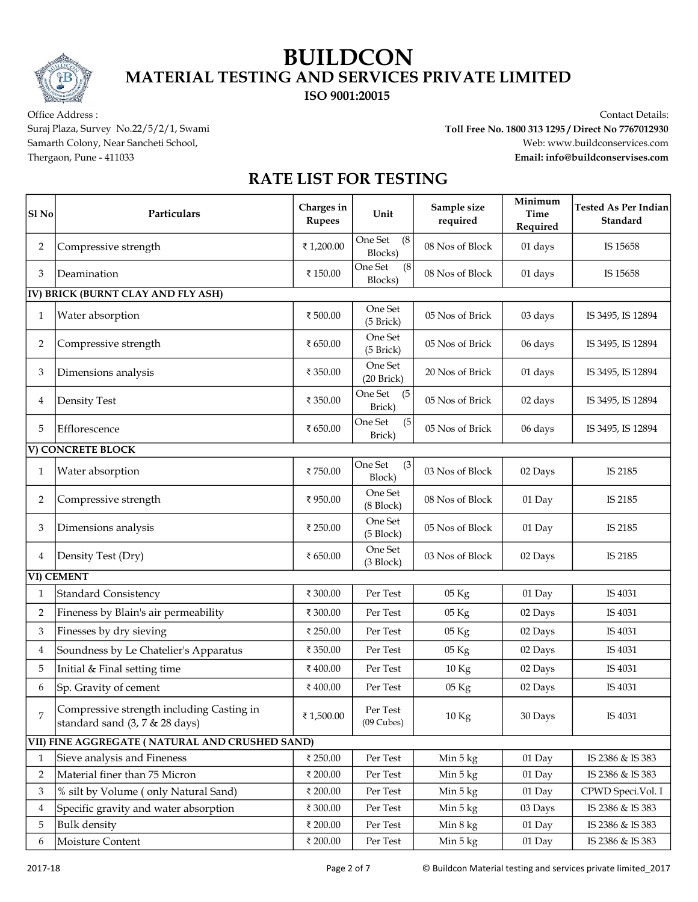# BUILDCON

## MATERIAL TESTING AND SERVICES PRIVATE LIMITED

**ISO 9001:20015**

Office Address :
Suraj Plaza, Survey No.22/5/2/1, Swami Samarth Colony, Near Sancheti School, Thergaon, Pune - 411033

Contact Details:
**Toll Free No. 1800 313 1295 / Direct No 7767012930**
Web: www.buildconservices.com
**Email: info@buildconservises.com**

## RATE LIST FOR TESTING

| Sl No | Particulars | Charges in Rupees | Unit | Sample size required | Minimum Time Required | Tested As Per Indian Standard |
|---|---|---|---|---|---|---|
| 2 | Compressive strength | ₹ 1,200.00 | One Set (8 Blocks) | 08 Nos of Block | 01 days | IS 15658 |
| 3 | Deamination | ₹ 150.00 | One Set (8 Blocks) | 08 Nos of Block | 01 days | IS 15658 |
| **IV) BRICK (BURNT CLAY AND FLY ASH)** | | | | | | |
| 1 | Water absorption | ₹ 500.00 | One Set (5 Brick) | 05 Nos of Brick | 03 days | IS 3495, IS 12894 |
| 2 | Compressive strength | ₹ 650.00 | One Set (5 Brick) | 05 Nos of Brick | 06 days | IS 3495, IS 12894 |
| 3 | Dimensions analysis | ₹ 350.00 | One Set (20 Brick) | 20 Nos of Brick | 01 days | IS 3495, IS 12894 |
| 4 | Density Test | ₹ 350.00 | One Set (5 Brick) | 05 Nos of Brick | 02 days | IS 3495, IS 12894 |
| 5 | Efflorescence | ₹ 650.00 | One Set (5 Brick) | 05 Nos of Brick | 06 days | IS 3495, IS 12894 |
| **V) CONCRETE BLOCK** | | | | | | |
| 1 | Water absorption | ₹ 750.00 | One Set (3 Block) | 03 Nos of Block | 02 Days | IS 2185 |
| 2 | Compressive strength | ₹ 950.00 | One Set (8 Block) | 08 Nos of Block | 01 Day | IS 2185 |
| 3 | Dimensions analysis | ₹ 250.00 | One Set (5 Block) | 05 Nos of Block | 01 Day | IS 2185 |
| 4 | Density Test (Dry) | ₹ 650.00 | One Set (3 Block) | 03 Nos of Block | 02 Days | IS 2185 |
| **VI) CEMENT** | | | | | | |
| 1 | Standard Consistency | ₹ 300.00 | Per Test | 05 Kg | 01 Day | IS 4031 |
| 2 | Fineness by Blain's air permeability | ₹ 300.00 | Per Test | 05 Kg | 02 Days | IS 4031 |
| 3 | Finesses by dry sieving | ₹ 250.00 | Per Test | 05 Kg | 02 Days | IS 4031 |
| 4 | Soundness by Le Chatelier's Apparatus | ₹ 350.00 | Per Test | 05 Kg | 02 Days | IS 4031 |
| 5 | Initial & Final setting time | ₹ 400.00 | Per Test | 10 Kg | 02 Days | IS 4031 |
| 6 | Sp. Gravity of cement | ₹ 400.00 | Per Test | 05 Kg | 02 Days | IS 4031 |
| 7 | Compressive strength including Casting in standard sand (3, 7 & 28 days) | ₹ 1,500.00 | Per Test (09 Cubes) | 10 Kg | 30 Days | IS 4031 |
| **VII) FINE AGGREGATE ( NATURAL AND CRUSHED SAND)** | | | | | | |
| 1 | Sieve analysis and Fineness | ₹ 250.00 | Per Test | Min 5 kg | 01 Day | IS 2386 & IS 383 |
| 2 | Material finer than 75 Micron | ₹ 200.00 | Per Test | Min 5 kg | 01 Day | IS 2386 & IS 383 |
| 3 | % silt by Volume ( only Natural Sand) | ₹ 200.00 | Per Test | Min 5 kg | 01 Day | CPWD Speci.Vol. I |
| 4 | Specific gravity and water absorption | ₹ 300.00 | Per Test | Min 5 kg | 03 Days | IS 2386 & IS 383 |
| 5 | Bulk density | ₹ 200.00 | Per Test | Min 8 kg | 01 Day | IS 2386 & IS 383 |
| 6 | Moisture Content | ₹ 200.00 | Per Test | Min 5 kg | 01 Day | IS 2386 & IS 383 |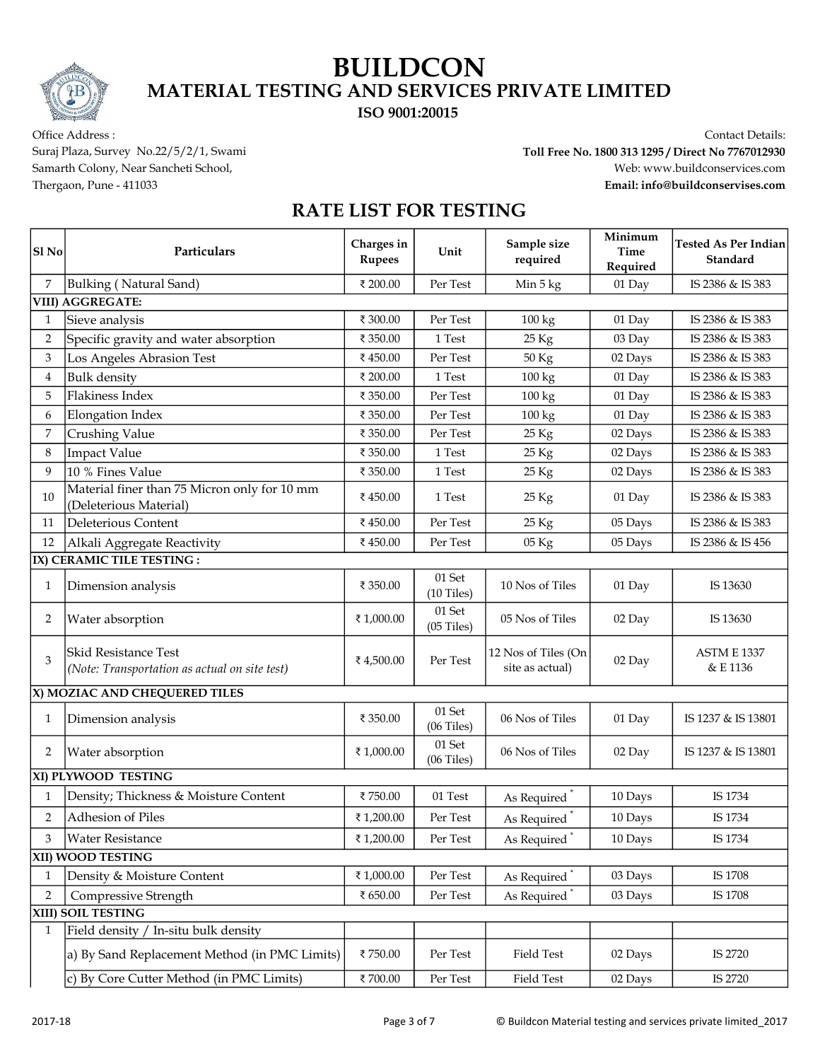# BUILDCON

## MATERIAL TESTING AND SERVICES PRIVATE LIMITED

**ISO 9001:20015**

Office Address :
Suraj Plaza, Survey No.22/5/2/1, Swami Samarth Colony, Near Sancheti School, Thergaon, Pune - 411033

Contact Details:
**Toll Free No. 1800 313 1295 / Direct No 7767012930**
Web: www.buildconservices.com
**Email: info@buildconservises.com**

## RATE LIST FOR TESTING

| Sl No | Particulars | Charges in Rupees | Unit | Sample size required | Minimum Time Required | Tested As Per Indian Standard |
|---|---|---|---|---|---|---|
| 7 | Bulking ( Natural Sand) | ₹ 200.00 | Per Test | Min 5 kg | 01 Day | IS 2386 & IS 383 |
| **VIII) AGGREGATE:** | | | | | | |
| 1 | Sieve analysis | ₹ 300.00 | Per Test | 100 kg | 01 Day | IS 2386 & IS 383 |
| 2 | Specific gravity and water absorption | ₹ 350.00 | 1 Test | 25 Kg | 03 Day | IS 2386 & IS 383 |
| 3 | Los Angeles Abrasion Test | ₹ 450.00 | Per Test | 50 Kg | 02 Days | IS 2386 & IS 383 |
| 4 | Bulk density | ₹ 200.00 | 1 Test | 100 kg | 01 Day | IS 2386 & IS 383 |
| 5 | Flakiness Index | ₹ 350.00 | Per Test | 100 kg | 01 Day | IS 2386 & IS 383 |
| 6 | Elongation Index | ₹ 350.00 | Per Test | 100 kg | 01 Day | IS 2386 & IS 383 |
| 7 | Crushing Value | ₹ 350.00 | Per Test | 25 Kg | 02 Days | IS 2386 & IS 383 |
| 8 | Impact Value | ₹ 350.00 | 1 Test | 25 Kg | 02 Days | IS 2386 & IS 383 |
| 9 | 10 % Fines Value | ₹ 350.00 | 1 Test | 25 Kg | 02 Days | IS 2386 & IS 383 |
| 10 | Material finer than 75 Micron only for 10 mm (Deleterious Material) | ₹ 450.00 | 1 Test | 25 Kg | 01 Day | IS 2386 & IS 383 |
| 11 | Deleterious Content | ₹ 450.00 | Per Test | 25 Kg | 05 Days | IS 2386 & IS 383 |
| 12 | Alkali Aggregate Reactivity | ₹ 450.00 | Per Test | 05 Kg | 05 Days | IS 2386 & IS 456 |
| **IX) CERAMIC TILE TESTING :** | | | | | | |
| 1 | Dimension analysis | ₹ 350.00 | 01 Set (10 Tiles) | 10 Nos of Tiles | 01 Day | IS 13630 |
| 2 | Water absorption | ₹ 1,000.00 | 01 Set (05 Tiles) | 05 Nos of Tiles | 02 Day | IS 13630 |
| 3 | Skid Resistance Test *(Note: Transportation as actual on site test)* | ₹ 4,500.00 | Per Test | 12 Nos of Tiles (On site as actual) | 02 Day | ASTM E 1337 & E 1136 |
| **X) MOZIAC AND CHEQUERED TILES** | | | | | | |
| 1 | Dimension analysis | ₹ 350.00 | 01 Set (06 Tiles) | 06 Nos of Tiles | 01 Day | IS 1237 & IS 13801 |
| 2 | Water absorption | ₹ 1,000.00 | 01 Set (06 Tiles) | 06 Nos of Tiles | 02 Day | IS 1237 & IS 13801 |
| **XI) PLYWOOD TESTING** | | | | | | |
| 1 | Density; Thickness & Moisture Content | ₹ 750.00 | 01 Test | As Required * | 10 Days | IS 1734 |
| 2 | Adhesion of Piles | ₹ 1,200.00 | Per Test | As Required * | 10 Days | IS 1734 |
| 3 | Water Resistance | ₹ 1,200.00 | Per Test | As Required * | 10 Days | IS 1734 |
| **XII) WOOD TESTING** | | | | | | |
| 1 | Density & Moisture Content | ₹ 1,000.00 | Per Test | As Required * | 03 Days | IS 1708 |
| 2 | Compressive Strength | ₹ 650.00 | Per Test | As Required * | 03 Days | IS 1708 |
| **XIII) SOIL TESTING** | | | | | | |
| 1 | Field density / In-situ bulk density | | | | | |
| | a) By Sand Replacement Method (in PMC Limits) | ₹ 750.00 | Per Test | Field Test | 02 Days | IS 2720 |
| | c) By Core Cutter Method (in PMC Limits) | ₹ 700.00 | Per Test | Field Test | 02 Days | IS 2720 |

2017-18

© Buildcon Material testing and services private limited_2017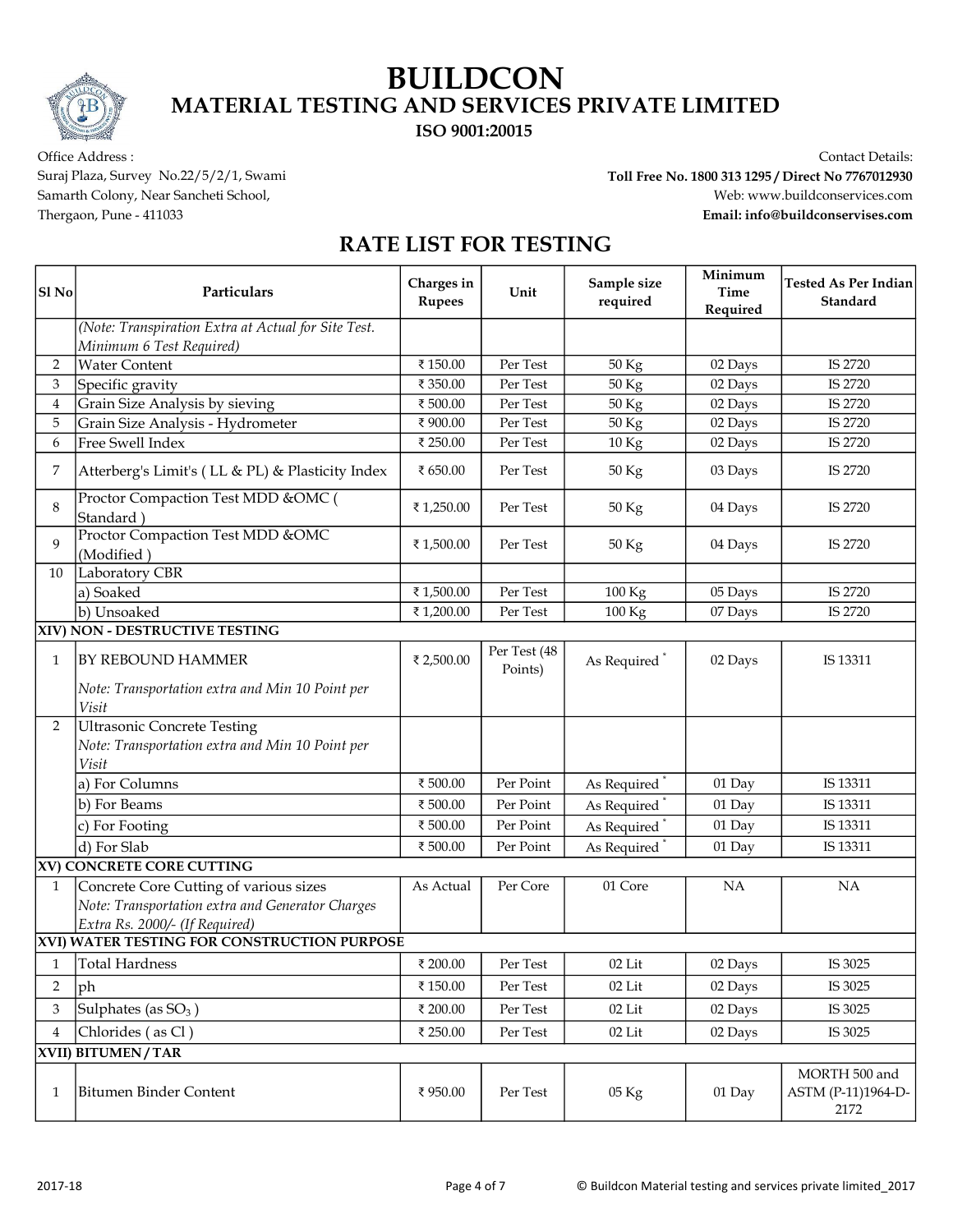# BUILDCON

## MATERIAL TESTING AND SERVICES PRIVATE LIMITED

**ISO 9001:20015**

Office Address :
Suraj Plaza, Survey No.22/5/2/1, Swami Samarth Colony, Near Sancheti School, Thergaon, Pune - 411033

Contact Details:
**Toll Free No. 1800 313 1295 / Direct No 7767012930**
Web: www.buildconservices.com
**Email: info@buildconservises.com**

## RATE LIST FOR TESTING

| Sl No | Particulars | Charges in Rupees | Unit | Sample size required | Minimum Time Required | Tested As Per Indian Standard |
|---|---|---|---|---|---|---|
| | *(Note: Transpiration Extra at Actual for Site Test. Minimum 6 Test Required)* | | | | | |
| 2 | Water Content | ₹ 150.00 | Per Test | 50 Kg | 02 Days | IS 2720 |
| 3 | Specific gravity | ₹ 350.00 | Per Test | 50 Kg | 02 Days | IS 2720 |
| 4 | Grain Size Analysis by sieving | ₹ 500.00 | Per Test | 50 Kg | 02 Days | IS 2720 |
| 5 | Grain Size Analysis - Hydrometer | ₹ 900.00 | Per Test | 50 Kg | 02 Days | IS 2720 |
| 6 | Free Swell Index | ₹ 250.00 | Per Test | 10 Kg | 02 Days | IS 2720 |
| 7 | Atterberg's Limit's ( LL & PL) & Plasticity Index | ₹ 650.00 | Per Test | 50 Kg | 03 Days | IS 2720 |
| 8 | Proctor Compaction Test MDD &OMC ( Standard ) | ₹ 1,250.00 | Per Test | 50 Kg | 04 Days | IS 2720 |
| 9 | Proctor Compaction Test MDD &OMC (Modified ) | ₹ 1,500.00 | Per Test | 50 Kg | 04 Days | IS 2720 |
| 10 | Laboratory CBR | | | | | |
| | a) Soaked | ₹ 1,500.00 | Per Test | 100 Kg | 05 Days | IS 2720 |
| | b) Unsoaked | ₹ 1,200.00 | Per Test | 100 Kg | 07 Days | IS 2720 |
| **XIV) NON - DESTRUCTIVE TESTING** | | | | | | |
| 1 | BY REBOUND HAMMER<br>*Note: Transportation extra and Min 10 Point per Visit* | ₹ 2,500.00 | Per Test (48 Points) | As Required * | 02 Days | IS 13311 |
| 2 | Ultrasonic Concrete Testing<br>*Note: Transportation extra and Min 10 Point per Visit* | | | | | |
| | a) For Columns | ₹ 500.00 | Per Point | As Required * | 01 Day | IS 13311 |
| | b) For Beams | ₹ 500.00 | Per Point | As Required * | 01 Day | IS 13311 |
| | c) For Footing | ₹ 500.00 | Per Point | As Required * | 01 Day | IS 13311 |
| | d) For Slab | ₹ 500.00 | Per Point | As Required * | 01 Day | IS 13311 |
| **XV) CONCRETE CORE CUTTING** | | | | | | |
| 1 | Concrete Core Cutting of various sizes<br>*Note: Transportation extra and Generator Charges Extra Rs. 2000/- (If Required)* | As Actual | Per Core | 01 Core | NA | NA |
| **XVI) WATER TESTING FOR CONSTRUCTION PURPOSE** | | | | | | |
| 1 | Total Hardness | ₹ 200.00 | Per Test | 02 Lit | 02 Days | IS 3025 |
| 2 | ph | ₹ 150.00 | Per Test | 02 Lit | 02 Days | IS 3025 |
| 3 | Sulphates (as $SO_3$ ) | ₹ 200.00 | Per Test | 02 Lit | 02 Days | IS 3025 |
| 4 | Chlorides ( as Cl ) | ₹ 250.00 | Per Test | 02 Lit | 02 Days | IS 3025 |
| **XVII) BITUMEN / TAR** | | | | | | |
| 1 | Bitumen Binder Content | ₹ 950.00 | Per Test | 05 Kg | 01 Day | MORTH 500 and ASTM (P-11)1964-D-2172 |

2017-18

© Buildcon Material testing and services private limited_2017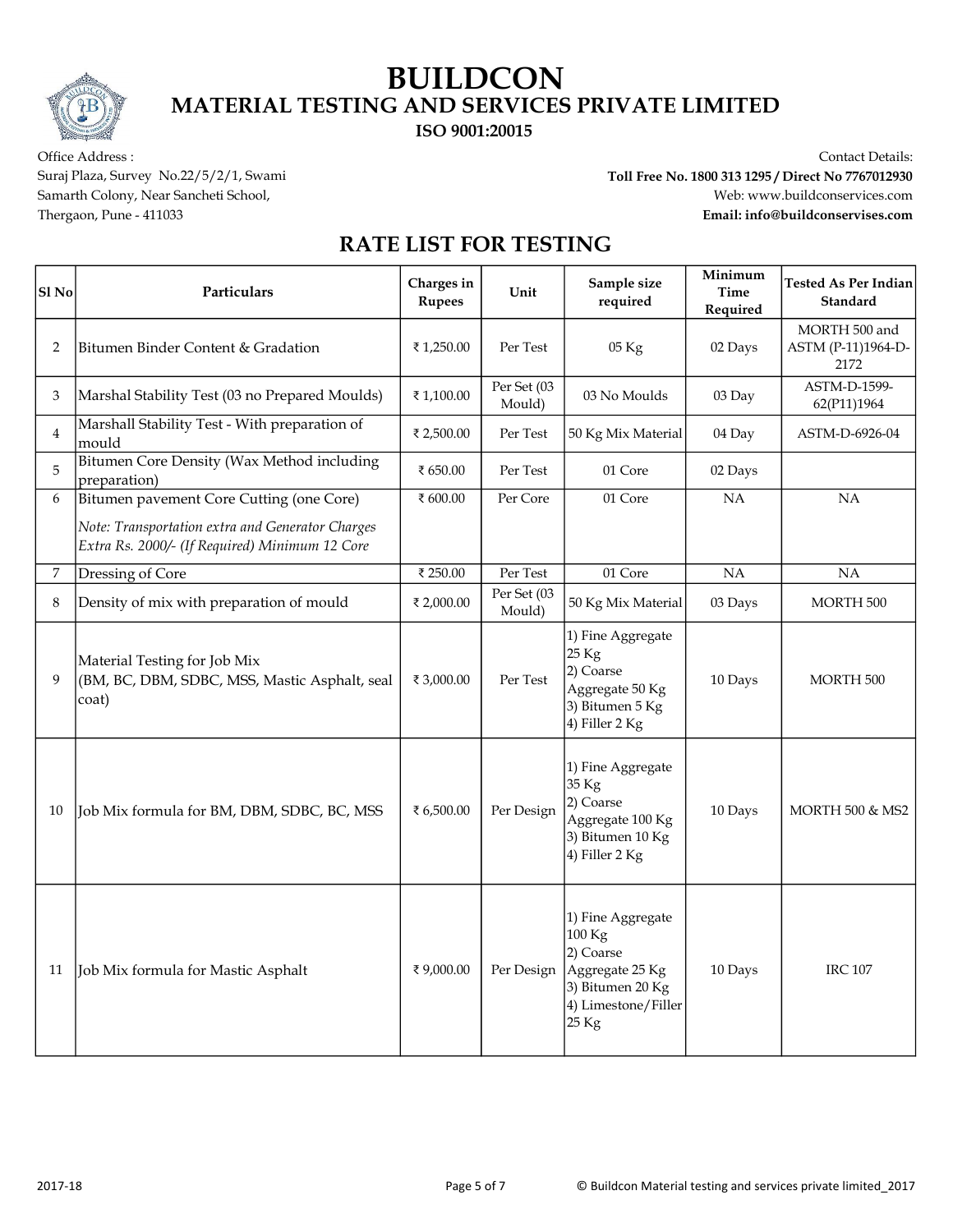# BUILDCON

## MATERIAL TESTING AND SERVICES PRIVATE LIMITED

**ISO 9001:20015**

Office Address :
Suraj Plaza, Survey No.22/5/2/1, Swami Samarth Colony, Near Sancheti School, Thergaon, Pune - 411033

Contact Details:
**Toll Free No. 1800 313 1295 / Direct No 7767012930**
Web: www.buildconservices.com
**Email: info@buildconservises.com**

## RATE LIST FOR TESTING

| Sl No | Particulars | Charges in Rupees | Unit | Sample size required | Minimum Time Required | Tested As Per Indian Standard |
|---|---|---|---|---|---|---|
| 2 | Bitumen Binder Content & Gradation | ₹ 1,250.00 | Per Test | 05 Kg | 02 Days | MORTH 500 and ASTM (P-11)1964-D-2172 |
| 3 | Marshal Stability Test (03 no Prepared Moulds) | ₹ 1,100.00 | Per Set (03 Mould) | 03 No Moulds | 03 Day | ASTM-D-1599-62(P11)1964 |
| 4 | Marshall Stability Test - With preparation of mould | ₹ 2,500.00 | Per Test | 50 Kg Mix Material | 04 Day | ASTM-D-6926-04 |
| 5 | Bitumen Core Density (Wax Method including preparation) | ₹ 650.00 | Per Test | 01 Core | 02 Days | |
| 6 | Bitumen pavement Core Cutting (one Core)<br>*Note: Transportation extra and Generator Charges Extra Rs. 2000/- (If Required) Minimum 12 Core* | ₹ 600.00 | Per Core | 01 Core | NA | NA |
| 7 | Dressing of Core | ₹ 250.00 | Per Test | 01 Core | NA | NA |
| 8 | Density of mix with preparation of mould | ₹ 2,000.00 | Per Set (03 Mould) | 50 Kg Mix Material | 03 Days | MORTH 500 |
| 9 | Material Testing for Job Mix (BM, BC, DBM, SDBC, MSS, Mastic Asphalt, seal coat) | ₹ 3,000.00 | Per Test | 1) Fine Aggregate 25 Kg<br>2) Coarse Aggregate 50 Kg<br>3) Bitumen 5 Kg<br>4) Filler 2 Kg | 10 Days | MORTH 500 |
| 10 | Job Mix formula for BM, DBM, SDBC, BC, MSS | ₹ 6,500.00 | Per Design | 1) Fine Aggregate 35 Kg<br>2) Coarse Aggregate 100 Kg<br>3) Bitumen 10 Kg<br>4) Filler 2 Kg | 10 Days | MORTH 500 & MS2 |
| 11 | Job Mix formula for Mastic Asphalt | ₹ 9,000.00 | Per Design | 1) Fine Aggregate 100 Kg<br>2) Coarse Aggregate 25 Kg<br>3) Bitumen 20 Kg<br>4) Limestone/Filler 25 Kg | 10 Days | IRC 107 |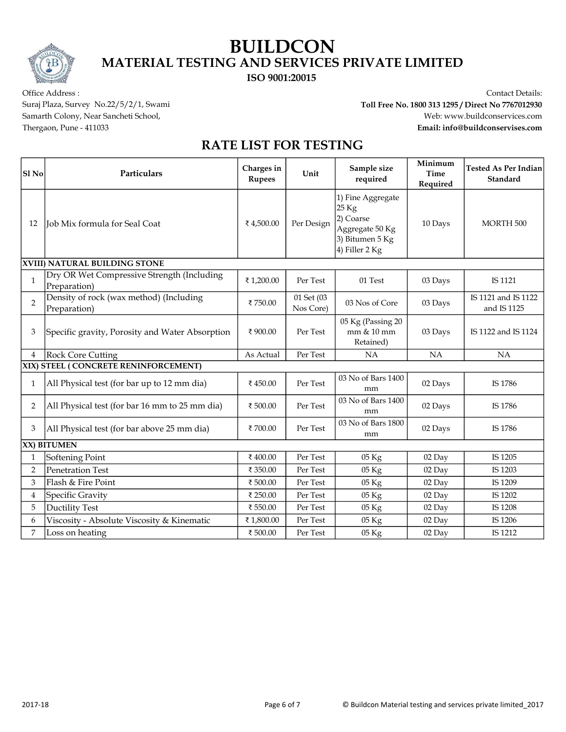# BUILDCON
## MATERIAL TESTING AND SERVICES PRIVATE LIMITED
**ISO 9001:20015**

Office Address :
Suraj Plaza, Survey No.22/5/2/1, Swami Samarth Colony, Near Sancheti School, Thergaon, Pune - 411033

Contact Details:
**Toll Free No. 1800 313 1295 / Direct No 7767012930**
Web: www.buildconservices.com
**Email: info@buildconservises.com**

## RATE LIST FOR TESTING

| Sl No | Particulars | Charges in Rupees | Unit | Sample size required | Minimum Time Required | Tested As Per Indian Standard |
|---|---|---|---|---|---|---|
| 12 | Job Mix formula for Seal Coat | ₹ 4,500.00 | Per Design | 1) Fine Aggregate 25 Kg 2) Coarse Aggregate 50 Kg 3) Bitumen 5 Kg 4) Filler 2 Kg | 10 Days | MORTH 500 |
| **XVIII) NATURAL BUILDING STONE** | | | | | | |
| 1 | Dry OR Wet Compressive Strength (Including Preparation) | ₹ 1,200.00 | Per Test | 01 Test | 03 Days | IS 1121 |
| 2 | Density of rock (wax method) (Including Preparation) | ₹ 750.00 | 01 Set (03 Nos Core) | 03 Nos of Core | 03 Days | IS 1121 and IS 1122 and IS 1125 |
| 3 | Specific gravity, Porosity and Water Absorption | ₹ 900.00 | Per Test | 05 Kg (Passing 20 mm & 10 mm Retained) | 03 Days | IS 1122 and IS 1124 |
| 4 | Rock Core Cutting | As Actual | Per Test | NA | NA | NA |
| **XIX) STEEL ( CONCRETE RENINFORCEMENT)** | | | | | | |
| 1 | All Physical test (for bar up to 12 mm dia) | ₹ 450.00 | Per Test | 03 No of Bars 1400 mm | 02 Days | IS 1786 |
| 2 | All Physical test (for bar 16 mm to 25 mm dia) | ₹ 500.00 | Per Test | 03 No of Bars 1400 mm | 02 Days | IS 1786 |
| 3 | All Physical test (for bar above 25 mm dia) | ₹ 700.00 | Per Test | 03 No of Bars 1800 mm | 02 Days | IS 1786 |
| **XX) BITUMEN** | | | | | | |
| 1 | Softening Point | ₹ 400.00 | Per Test | 05 Kg | 02 Day | IS 1205 |
| 2 | Penetration Test | ₹ 350.00 | Per Test | 05 Kg | 02 Day | IS 1203 |
| 3 | Flash & Fire Point | ₹ 500.00 | Per Test | 05 Kg | 02 Day | IS 1209 |
| 4 | Specific Gravity | ₹ 250.00 | Per Test | 05 Kg | 02 Day | IS 1202 |
| 5 | Ductility Test | ₹ 550.00 | Per Test | 05 Kg | 02 Day | IS 1208 |
| 6 | Viscosity - Absolute Viscosity & Kinematic | ₹ 1,800.00 | Per Test | 05 Kg | 02 Day | IS 1206 |
| 7 | Loss on heating | ₹ 500.00 | Per Test | 05 Kg | 02 Day | IS 1212 |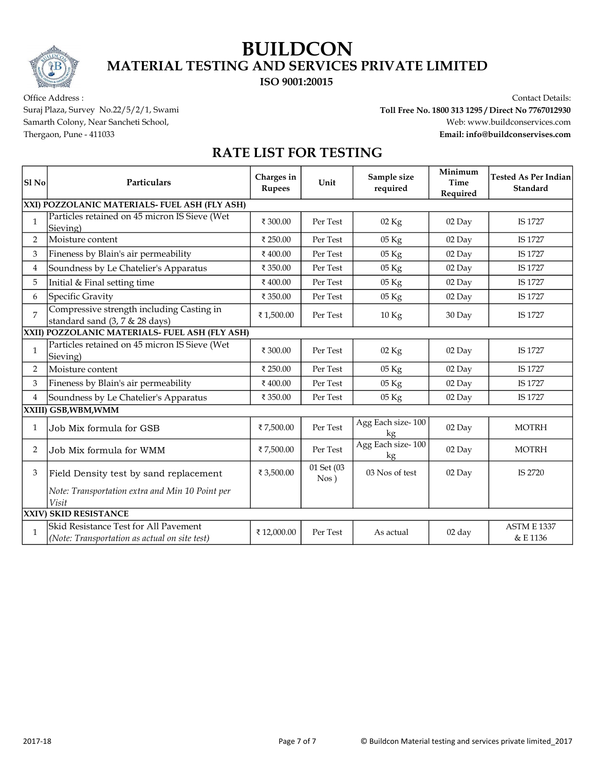# BUILDCON

## MATERIAL TESTING AND SERVICES PRIVATE LIMITED

**ISO 9001:20015**

Office Address :
Suraj Plaza, Survey No.22/5/2/1, Swami Samarth Colony, Near Sancheti School, Thergaon, Pune - 411033

Contact Details:
**Toll Free No. 1800 313 1295 / Direct No 7767012930**
Web: www.buildconservices.com
**Email: info@buildconservises.com**

## RATE LIST FOR TESTING

| Sl No | Particulars | Charges in Rupees | Unit | Sample size required | Minimum Time Required | Tested As Per Indian Standard |
|---|---|---|---|---|---|---|
| **XXI) POZZOLANIC MATERIALS- FUEL ASH (FLY ASH)** | | | | | | |
| 1 | Particles retained on 45 micron IS Sieve (Wet Sieving) | ₹ 300.00 | Per Test | 02 Kg | 02 Day | IS 1727 |
| 2 | Moisture content | ₹ 250.00 | Per Test | 05 Kg | 02 Day | IS 1727 |
| 3 | Fineness by Blain's air permeability | ₹ 400.00 | Per Test | 05 Kg | 02 Day | IS 1727 |
| 4 | Soundness by Le Chatelier's Apparatus | ₹ 350.00 | Per Test | 05 Kg | 02 Day | IS 1727 |
| 5 | Initial & Final setting time | ₹ 400.00 | Per Test | 05 Kg | 02 Day | IS 1727 |
| 6 | Specific Gravity | ₹ 350.00 | Per Test | 05 Kg | 02 Day | IS 1727 |
| 7 | Compressive strength including Casting in standard sand (3, 7 & 28 days) | ₹ 1,500.00 | Per Test | 10 Kg | 30 Day | IS 1727 |
| **XXII) POZZOLANIC MATERIALS- FUEL ASH (FLY ASH)** | | | | | | |
| 1 | Particles retained on 45 micron IS Sieve (Wet Sieving) | ₹ 300.00 | Per Test | 02 Kg | 02 Day | IS 1727 |
| 2 | Moisture content | ₹ 250.00 | Per Test | 05 Kg | 02 Day | IS 1727 |
| 3 | Fineness by Blain's air permeability | ₹ 400.00 | Per Test | 05 Kg | 02 Day | IS 1727 |
| 4 | Soundness by Le Chatelier's Apparatus | ₹ 350.00 | Per Test | 05 Kg | 02 Day | IS 1727 |
| **XXIII) GSB,WBM,WMM** | | | | | | |
| 1 | Job Mix formula for GSB | ₹ 7,500.00 | Per Test | Agg Each size- 100 kg | 02 Day | MOTRH |
| 2 | Job Mix formula for WMM | ₹ 7,500.00 | Per Test | Agg Each size- 100 kg | 02 Day | MOTRH |
| 3 | Field Density test by sand replacement<br>*Note: Transportation extra and Min 10 Point per Visit* | ₹ 3,500.00 | 01 Set (03 Nos ) | 03 Nos of test | 02 Day | IS 2720 |
| **XXIV) SKID RESISTANCE** | | | | | | |
| 1 | Skid Resistance Test for All Pavement<br>*(Note: Transportation as actual on site test)* | ₹ 12,000.00 | Per Test | As actual | 02 day | ASTM E 1337 & E 1136 |

2017-18

© Buildcon Material testing and services private limited_2017